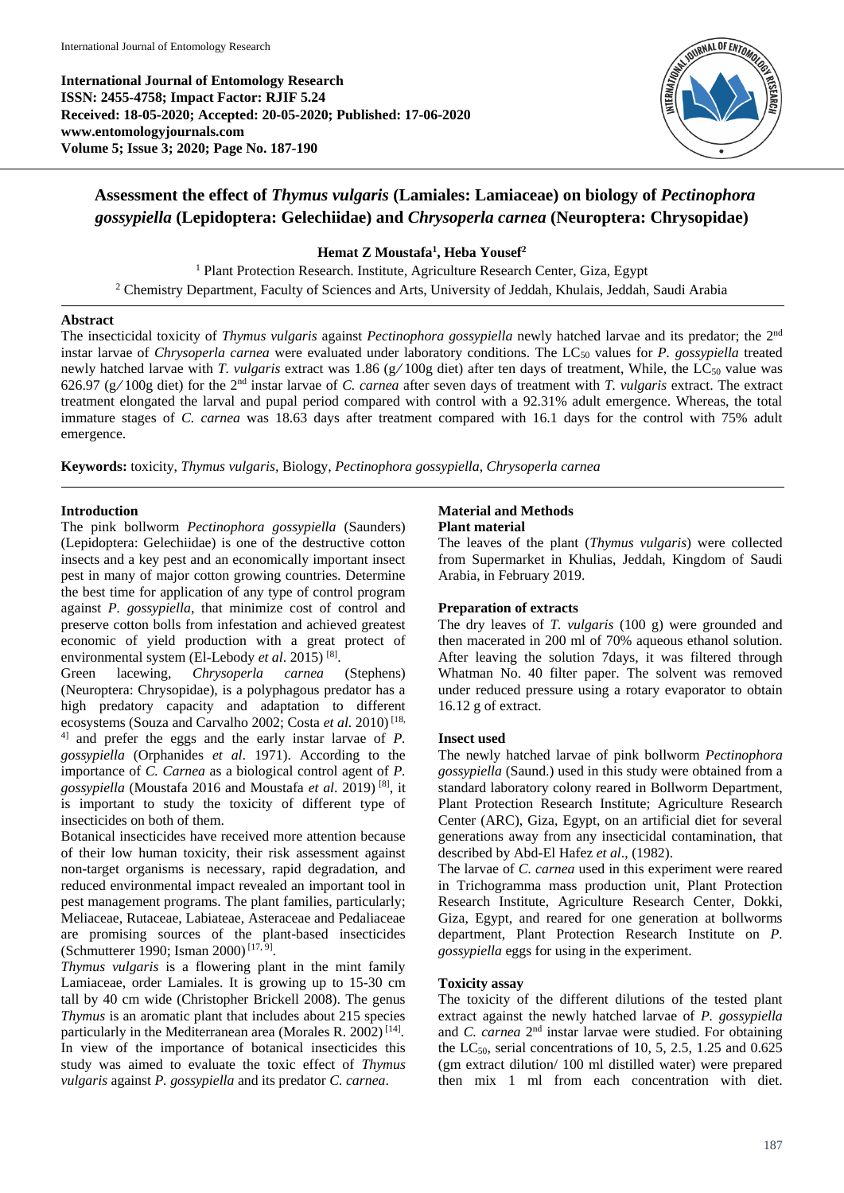**International Journal of Entomology Research**
**ISSN: 2455-4758; Impact Factor: RJIF 5.24**
**Received: 18-05-2020; Accepted: 20-05-2020; Published: 17-06-2020**
**www.entomologyjournals.com**
**Volume 5; Issue 3; 2020; Page No. 187-190**

# Assessment the effect of *Thymus vulgaris* (Lamiales: Lamiaceae) on biology of *Pectinophora gossypiella* (Lepidoptera: Gelechiidae) and *Chrysoperla carnea* (Neuroptera: Chrysopidae)

**Hemat Z Moustafa[1], Heba Yousef[2]**

[1] Plant Protection Research. Institute, Agriculture Research Center, Giza, Egypt
[2] Chemistry Department, Faculty of Sciences and Arts, University of Jeddah, Khulais, Jeddah, Saudi Arabia

## Abstract

The insecticidal toxicity of *Thymus vulgaris* against *Pectinophora gossypiella* newly hatched larvae and its predator; the 2nd instar larvae of *Chrysoperla carnea* were evaluated under laboratory conditions. The $LC_{50}$ values for *P. gossypiella* treated newly hatched larvae with *T. vulgaris* extract was 1.86 (g/100g diet) after ten days of treatment, While, the $LC_{50}$ value was 626.97 (g/100g diet) for the 2nd instar larvae of *C. carnea* after seven days of treatment with *T. vulgaris* extract. The extract treatment elongated the larval and pupal period compared with control with a 92.31% adult emergence. Whereas, the total immature stages of *C. carnea* was 18.63 days after treatment compared with 16.1 days for the control with 75% adult emergence.

**Keywords:** toxicity, *Thymus vulgaris*, Biology, *Pectinophora gossypiella*, *Chrysoperla carnea*

## Introduction

The pink bollworm *Pectinophora gossypiella* (Saunders) (Lepidoptera: Gelechiidae) is one of the destructive cotton insects and a key pest and an economically important insect pest in many of major cotton growing countries. Determine the best time for application of any type of control program against *P. gossypiella*, that minimize cost of control and preserve cotton bolls from infestation and achieved greatest economic of yield production with a great protect of environmental system (El-Lebody *et al*. 2015) [8].

Green lacewing, *Chrysoperla carnea* (Stephens) (Neuroptera: Chrysopidae), is a polyphagous predator has a high predatory capacity and adaptation to different ecosystems (Souza and Carvalho 2002; Costa *et al*. 2010) [18, 4] and prefer the eggs and the early instar larvae of *P. gossypiella* (Orphanides *et al*. 1971). According to the importance of *C. Carnea* as a biological control agent of *P. gossypiella* (Moustafa 2016 and Moustafa *et al*. 2019) [8], it is important to study the toxicity of different type of insecticides on both of them.

Botanical insecticides have received more attention because of their low human toxicity, their risk assessment against non-target organisms is necessary, rapid degradation, and reduced environmental impact revealed an important tool in pest management programs. The plant families, particularly; Meliaceae, Rutaceae, Labiateae, Asteraceae and Pedaliaceae are promising sources of the plant-based insecticides (Schmutterer 1990; Isman 2000) [17, 9].

*Thymus vulgaris* is a flowering plant in the mint family Lamiaceae, order Lamiales. It is growing up to 15-30 cm tall by 40 cm wide (Christopher Brickell 2008). The genus *Thymus* is an aromatic plant that includes about 215 species particularly in the Mediterranean area (Morales R. 2002) [14]. In view of the importance of botanical insecticides this study was aimed to evaluate the toxic effect of *Thymus vulgaris* against *P. gossypiella* and its predator *C. carnea*.

## Material and Methods

### Plant material

The leaves of the plant (*Thymus vulgaris*) were collected from Supermarket in Khulias, Jeddah, Kingdom of Saudi Arabia, in February 2019.

### Preparation of extracts

The dry leaves of *T. vulgaris* (100 g) were grounded and then macerated in 200 ml of 70% aqueous ethanol solution. After leaving the solution 7days, it was filtered through Whatman No. 40 filter paper. The solvent was removed under reduced pressure using a rotary evaporator to obtain 16.12 g of extract.

### Insect used

The newly hatched larvae of pink bollworm *Pectinophora gossypiella* (Saund.) used in this study were obtained from a standard laboratory colony reared in Bollworm Department, Plant Protection Research Institute; Agriculture Research Center (ARC), Giza, Egypt, on an artificial diet for several generations away from any insecticidal contamination, that described by Abd-El Hafez *et al*., (1982).

The larvae of *C. carnea* used in this experiment were reared in Trichogramma mass production unit, Plant Protection Research Institute, Agriculture Research Center, Dokki, Giza, Egypt, and reared for one generation at bollworms department, Plant Protection Research Institute on *P. gossypiella* eggs for using in the experiment.

### Toxicity assay

The toxicity of the different dilutions of the tested plant extract against the newly hatched larvae of *P. gossypiella* and *C. carnea* 2nd instar larvae were studied. For obtaining the $LC_{50}$, serial concentrations of 10, 5, 2.5, 1.25 and 0.625 (gm extract dilution/ 100 ml distilled water) were prepared then mix 1 ml from each concentration with diet.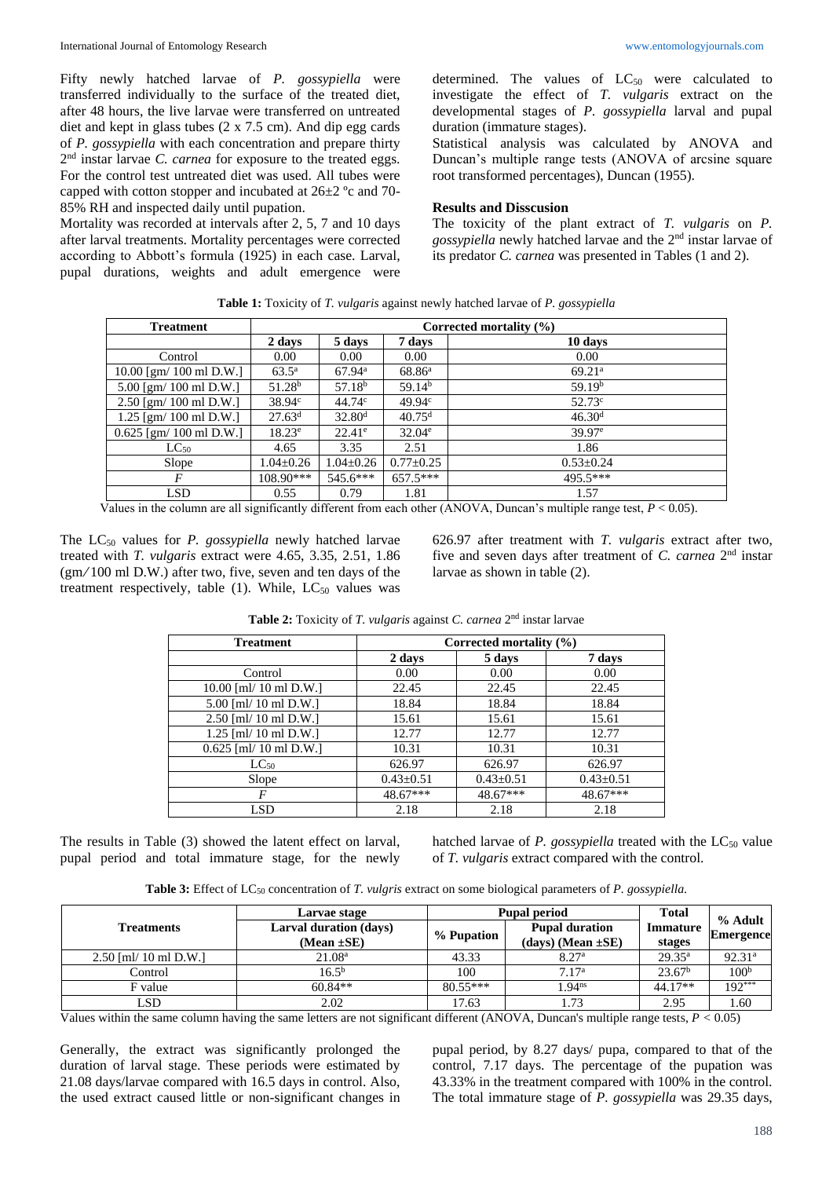Fifty newly hatched larvae of *P. gossypiella* were transferred individually to the surface of the treated diet, after 48 hours, the live larvae were transferred on untreated diet and kept in glass tubes (2 x 7.5 cm). And dip egg cards of *P. gossypiella* with each concentration and prepare thirty 2nd instar larvae *C. carnea* for exposure to the treated eggs. For the control test untreated diet was used. All tubes were capped with cotton stopper and incubated at 26±2 ºc and 70-85% RH and inspected daily until pupation.

Mortality was recorded at intervals after 2, 5, 7 and 10 days after larval treatments. Mortality percentages were corrected according to Abbott's formula (1925) in each case. Larval, pupal durations, weights and adult emergence were determined. The values of $LC_{50}$ were calculated to investigate the effect of *T. vulgaris* extract on the developmental stages of *P. gossypiella* larval and pupal duration (immature stages).

Statistical analysis was calculated by ANOVA and Duncan's multiple range tests (ANOVA of arcsine square root transformed percentages), Duncan (1955).

### Results and Disscusion

The toxicity of the plant extract of *T. vulgaris* on *P. gossypiella* newly hatched larvae and the 2nd instar larvae of its predator *C. carnea* was presented in Tables (1 and 2).

**Table 1:** Toxicity of *T. vulgaris* against newly hatched larvae of *P. gossypiella*

| Treatment | Corrected mortality (%) | | | |
|---|---|---|---|---|
| | 2 days | 5 days | 7 days | 10 days |
| Control | 0.00 | 0.00 | 0.00 | 0.00 |
| 10.00 [gm/ 100 ml D.W.] | $63.5^{a}$ | $67.94^{a}$ | $68.86^{a}$ | $69.21^{a}$ |
| 5.00 [gm/ 100 ml D.W.] | $51.28^{b}$ | $57.18^{b}$ | $59.14^{b}$ | $59.19^{b}$ |
| 2.50 [gm/ 100 ml D.W.] | $38.94^{c}$ | $44.74^{c}$ | $49.94^{c}$ | $52.73^{c}$ |
| 1.25 [gm/ 100 ml D.W.] | $27.63^{d}$ | $32.80^{d}$ | $40.75^{d}$ | $46.30^{d}$ |
| 0.625 [gm/ 100 ml D.W.] | $18.23^{e}$ | $22.41^{e}$ | $32.04^{e}$ | $39.97^{e}$ |
| $LC_{50}$ | 4.65 | 3.35 | 2.51 | 1.86 |
| Slope | 1.04±0.26 | 1.04±0.26 | 0.77±0.25 | 0.53±0.24 |
| *F* | 108.90*** | 545.6*** | 657.5*** | 495.5*** |
| LSD | 0.55 | 0.79 | 1.81 | 1.57 |

Values in the column are all significantly different from each other (ANOVA, Duncan's multiple range test, $P < 0.05$).

The $LC_{50}$ values for *P. gossypiella* newly hatched larvae treated with *T. vulgaris* extract were 4.65, 3.35, 2.51, 1.86 (gm/100 ml D.W.) after two, five, seven and ten days of the treatment respectively, table (1). While, $LC_{50}$ values was 626.97 after treatment with *T. vulgaris* extract after two, five and seven days after treatment of *C. carnea* 2nd instar larvae as shown in table (2).

**Table 2:** Toxicity of *T. vulgaris* against *C. carnea* 2nd instar larvae

| Treatment | Corrected mortality (%) | | |
|---|---|---|---|
| | 2 days | 5 days | 7 days |
| Control | 0.00 | 0.00 | 0.00 |
| 10.00 [ml/ 10 ml D.W.] | 22.45 | 22.45 | 22.45 |
| 5.00 [ml/ 10 ml D.W.] | 18.84 | 18.84 | 18.84 |
| 2.50 [ml/ 10 ml D.W.] | 15.61 | 15.61 | 15.61 |
| 1.25 [ml/ 10 ml D.W.] | 12.77 | 12.77 | 12.77 |
| 0.625 [ml/ 10 ml D.W.] | 10.31 | 10.31 | 10.31 |
| $LC_{50}$ | 626.97 | 626.97 | 626.97 |
| Slope | 0.43±0.51 | 0.43±0.51 | 0.43±0.51 |
| *F* | 48.67*** | 48.67*** | 48.67*** |
| LSD | 2.18 | 2.18 | 2.18 |

The results in Table (3) showed the latent effect on larval, pupal period and total immature stage, for the newly hatched larvae of *P. gossypiella* treated with the $LC_{50}$ value of *T. vulgaris* extract compared with the control.

**Table 3:** Effect of $LC_{50}$ concentration of *T. vulgris* extract on some biological parameters of *P. gossypiella.*

| Treatments | Larvae stage | Pupal period | | Total | % Adult Emergence |
|---|---|---|---|---|---|
| | Larval duration (days) (Mean ±SE) | % Pupation | Pupal duration (days) (Mean ±SE) | Immature stages | |
| 2.50 [ml/ 10 ml D.W.] | $21.08^{a}$ | 43.33 | $8.27^{a}$ | $29.35^{a}$ | $92.31^{a}$ |
| Control | $16.5^{b}$ | 100 | $7.17^{a}$ | $23.67^{b}$ | $100^{b}$ |
| F value | 60.84** | 80.55*** | $1.94^{ns}$ | 44.17** | $192^{***}$ |
| LSD | 2.02 | 17.63 | 1.73 | 2.95 | 1.60 |

Values within the same column having the same letters are not significant different (ANOVA, Duncan's multiple range tests, $P < 0.05$)

Generally, the extract was significantly prolonged the duration of larval stage. These periods were estimated by 21.08 days/larvae compared with 16.5 days in control. Also, the used extract caused little or non-significant changes in pupal period, by 8.27 days/ pupa, compared to that of the control, 7.17 days. The percentage of the pupation was 43.33% in the treatment compared with 100% in the control. The total immature stage of *P. gossypiella* was 29.35 days,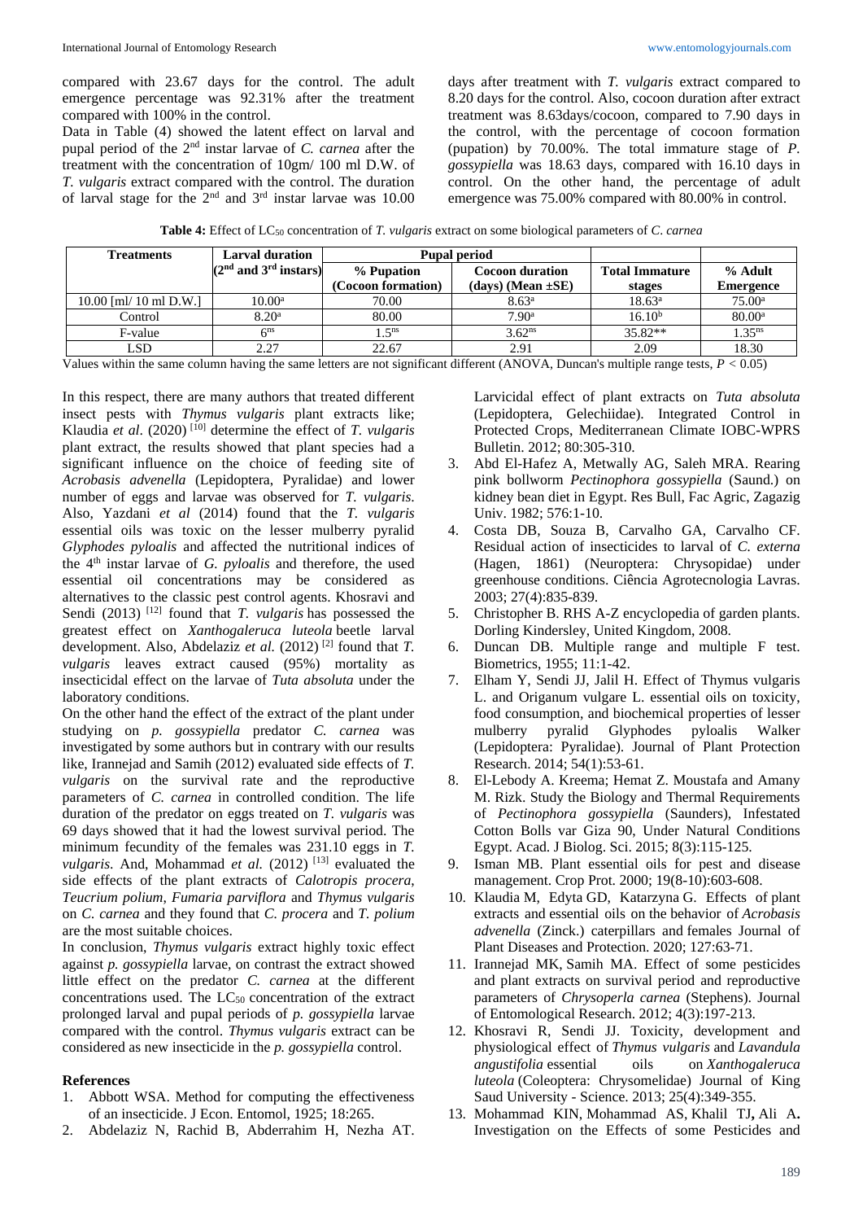compared with 23.67 days for the control. The adult emergence percentage was 92.31% after the treatment compared with 100% in the control.

Data in Table (4) showed the latent effect on larval and pupal period of the 2nd instar larvae of *C. carnea* after the treatment with the concentration of 10gm/ 100 ml D.W. of *T. vulgaris* extract compared with the control. The duration of larval stage for the 2nd and 3rd instar larvae was 10.00 days after treatment with *T. vulgaris* extract compared to 8.20 days for the control. Also, cocoon duration after extract treatment was 8.63days/cocoon, compared to 7.90 days in the control, with the percentage of cocoon formation (pupation) by 70.00%. The total immature stage of *P. gossypiella* was 18.63 days, compared with 16.10 days in control. On the other hand, the percentage of adult emergence was 75.00% compared with 80.00% in control.

**Table 4:** Effect of $LC_{50}$ concentration of *T. vulgaris* extract on some biological parameters of *C. carnea*

| Treatments | Larval duration (2nd and 3rd instars) | Pupal period | | Total Immature stages | % Adult Emergence |
|---|---|---|---|---|---|
| | | % Pupation (Cocoon formation) | Cocoon duration (days) (Mean ±SE) | | |
| 10.00 [ml/ 10 ml D.W.] | 10.00$^a$ | 70.00 | 8.63$^a$ | 18.63$^a$ | 75.00$^a$ |
| Control | 8.20$^a$ | 80.00 | 7.90$^a$ | 16.10$^b$ | 80.00$^a$ |
| F-value | 6$^{ns}$ | 1.5$^{ns}$ | 3.62$^{ns}$ | 35.82** | 1.35$^{ns}$ |
| LSD | 2.27 | 22.67 | 2.91 | 2.09 | 18.30 |

Values within the same column having the same letters are not significant different (ANOVA, Duncan's multiple range tests, $P < 0.05$)

In this respect, there are many authors that treated different insect pests with *Thymus vulgaris* plant extracts like; Klaudia *et al*. (2020) [10] determine the effect of *T. vulgaris* plant extract, the results showed that plant species had a significant influence on the choice of feeding site of *Acrobasis advenella* (Lepidoptera, Pyralidae) and lower number of eggs and larvae was observed for *T. vulgaris*. Also, Yazdani *et al* (2014) found that the *T. vulgaris* essential oils was toxic on the lesser mulberry pyralid *Glyphodes pyloalis* and affected the nutritional indices of the 4th instar larvae of *G. pyloalis* and therefore, the used essential oil concentrations may be considered as alternatives to the classic pest control agents. Khosravi and Sendi (2013) [12] found that *T. vulgaris* has possessed the greatest effect on *Xanthogaleruca luteola* beetle larval development. Also, Abdelaziz *et al*. (2012) [2] found that *T. vulgaris* leaves extract caused (95%) mortality as insecticidal effect on the larvae of *Tuta absoluta* under the laboratory conditions.

On the other hand the effect of the extract of the plant under studying on *p. gossypiella* predator *C. carnea* was investigated by some authors but in contrary with our results like, Irannejad and Samih (2012) evaluated side effects of *T. vulgaris* on the survival rate and the reproductive parameters of *C. carnea* in controlled condition. The life duration of the predator on eggs treated on *T. vulgaris* was 69 days showed that it had the lowest survival period. The minimum fecundity of the females was 231.10 eggs in *T. vulgaris*. And, Mohammad *et al*. (2012) [13] evaluated the side effects of the plant extracts of *Calotropis procera*, *Teucrium polium*, *Fumaria parviflora* and *Thymus vulgaris* on *C. carnea* and they found that *C. procera* and *T. polium* are the most suitable choices.

In conclusion, *Thymus vulgaris* extract highly toxic effect against *p. gossypiella* larvae, on contrast the extract showed little effect on the predator *C. carnea* at the different concentrations used. The $LC_{50}$ concentration of the extract prolonged larval and pupal periods of *p. gossypiella* larvae compared with the control. *Thymus vulgaris* extract can be considered as new insecticide in the *p. gossypiella* control.

## References

1. Abbott WSA. Method for computing the effectiveness of an insecticide. J Econ. Entomol, 1925; 18:265.
2. Abdelaziz N, Rachid B, Abderrahim H, Nezha AT. Larvicidal effect of plant extracts on *Tuta absoluta* (Lepidoptera, Gelechiidae). Integrated Control in Protected Crops, Mediterranean Climate IOBC-WPRS Bulletin. 2012; 80:305-310.
3. Abd El-Hafez A, Metwally AG, Saleh MRA. Rearing pink bollworm *Pectinophora gossypiella* (Saund.) on kidney bean diet in Egypt. Res Bull, Fac Agric, Zagazig Univ. 1982; 576:1-10.
4. Costa DB, Souza B, Carvalho GA, Carvalho CF. Residual action of insecticides to larval of *C. externa* (Hagen, 1861) (Neuroptera: Chrysopidae) under greenhouse conditions. Ciência Agrotecnologia Lavras. 2003; 27(4):835-839.
5. Christopher B. RHS A-Z encyclopedia of garden plants. Dorling Kindersley, United Kingdom, 2008.
6. Duncan DB. Multiple range and multiple F test. Biometrics, 1955; 11:1-42.
7. Elham Y, Sendi JJ, Jalil H. Effect of Thymus vulgaris L. and Origanum vulgare L. essential oils on toxicity, food consumption, and biochemical properties of lesser mulberry pyralid Glyphodes pyloalis Walker (Lepidoptera: Pyralidae). Journal of Plant Protection Research. 2014; 54(1):53-61.
8. El-Lebody A. Kreema; Hemat Z. Moustafa and Amany M. Rizk. Study the Biology and Thermal Requirements of *Pectinophora gossypiella* (Saunders), Infestated Cotton Bolls var Giza 90, Under Natural Conditions Egypt. Acad. J Biolog. Sci. 2015; 8(3):115-125.
9. Isman MB. Plant essential oils for pest and disease management. Crop Prot. 2000; 19(8-10):603-608.
10. Klaudia M, Edyta GD, Katarzyna G. Effects of plant extracts and essential oils on the behavior of *Acrobasis advenella* (Zinck.) caterpillars and females Journal of Plant Diseases and Protection. 2020; 127:63-71.
11. Irannejad MK, Samih MA. Effect of some pesticides and plant extracts on survival period and reproductive parameters of *Chrysoperla carnea* (Stephens). Journal of Entomological Research. 2012; 4(3):197-213.
12. Khosravi R, Sendi JJ. Toxicity, development and physiological effect of *Thymus vulgaris* and *Lavandula angustifolia* essential oils on *Xanthogaleruca luteola* (Coleoptera: Chrysomelidae) Journal of King Saud University - Science. 2013; 25(4):349-355.
13. Mohammad KIN, Mohammad AS, Khalil TJ, Ali A. Investigation on the Effects of some Pesticides and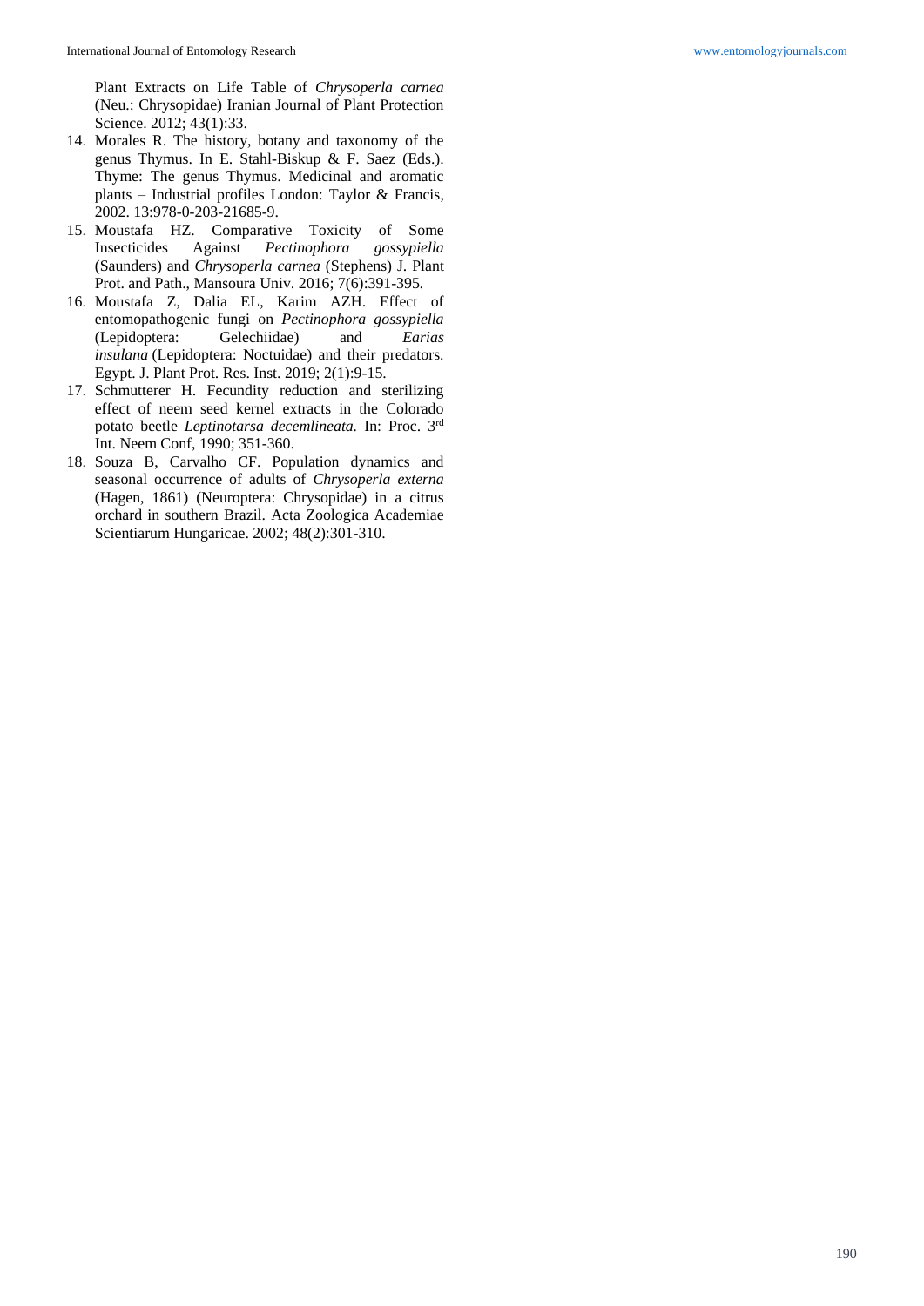Plant Extracts on Life Table of *Chrysoperla carnea* (Neu.: Chrysopidae) Iranian Journal of Plant Protection Science. 2012; 43(1):33.

14. Morales R. The history, botany and taxonomy of the genus Thymus. In E. Stahl-Biskup & F. Saez (Eds.). Thyme: The genus Thymus. Medicinal and aromatic plants – Industrial profiles London: Taylor & Francis, 2002. 13:978-0-203-21685-9.
15. Moustafa HZ. Comparative Toxicity of Some Insecticides Against *Pectinophora gossypiella* (Saunders) and *Chrysoperla carnea* (Stephens) J. Plant Prot. and Path., Mansoura Univ. 2016; 7(6):391-395.
16. Moustafa Z, Dalia EL, Karim AZH. Effect of entomopathogenic fungi on *Pectinophora gossypiella* (Lepidoptera: Gelechiidae) and *Earias insulana* (Lepidoptera: Noctuidae) and their predators. Egypt. J. Plant Prot. Res. Inst. 2019; 2(1):9-15.
17. Schmutterer H. Fecundity reduction and sterilizing effect of neem seed kernel extracts in the Colorado potato beetle *Leptinotarsa decemlineata.* In: Proc. 3rd Int. Neem Conf, 1990; 351-360.
18. Souza B, Carvalho CF. Population dynamics and seasonal occurrence of adults of *Chrysoperla externa* (Hagen, 1861) (Neuroptera: Chrysopidae) in a citrus orchard in southern Brazil. Acta Zoologica Academiae Scientiarum Hungaricae. 2002; 48(2):301-310.